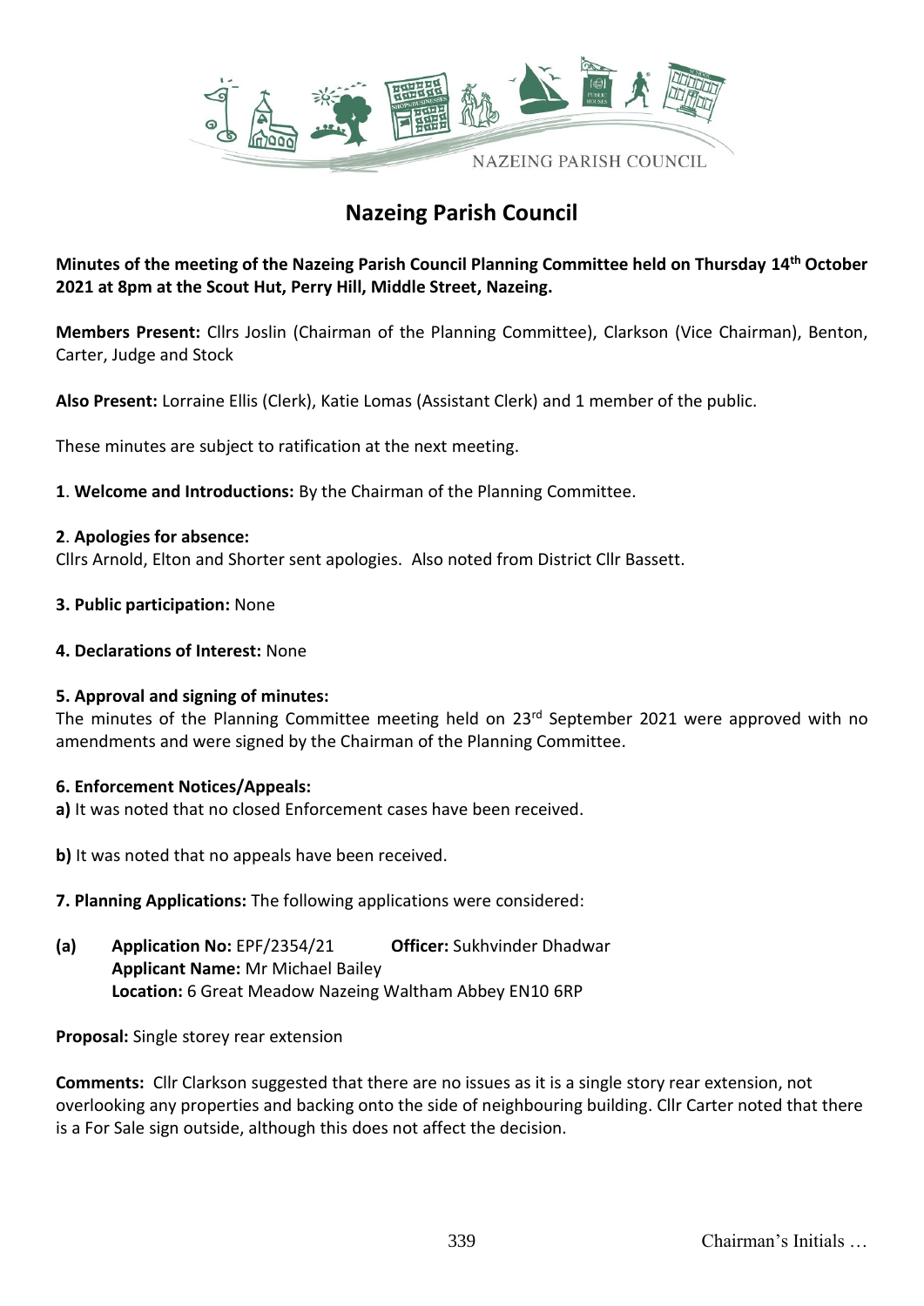# Nazeing Parish Council

**Minutes of the meeting of the Nazeing Parish Council Planning Committee held on Thursday 14th October 2021 at 8pm at the Scout Hut, Perry Hill, Middle Street, Nazeing.**

**Members Present:** Cllrs Joslin (Chairman of the Planning Committee), Clarkson (Vice Chairman), Benton, Carter, Judge and Stock

**Also Present:** Lorraine Ellis (Clerk), Katie Lomas (Assistant Clerk) and 1 member of the public.

These minutes are subject to ratification at the next meeting.

**1**. **Welcome and Introductions:** By the Chairman of the Planning Committee.

**2**. **Apologies for absence:**
Cllrs Arnold, Elton and Shorter sent apologies. Also noted from District Cllr Bassett.

**3. Public participation:** None

**4. Declarations of Interest:** None

**5. Approval and signing of minutes:**
The minutes of the Planning Committee meeting held on 23rd September 2021 were approved with no amendments and were signed by the Chairman of the Planning Committee.

**6. Enforcement Notices/Appeals:**

**a)** It was noted that no closed Enforcement cases have been received.

**b)** It was noted that no appeals have been received.

**7. Planning Applications:** The following applications were considered:

**(a)** **Application No:** EPF/2354/21 **Officer:** Sukhvinder Dhadwar
**Applicant Name:** Mr Michael Bailey
**Location:** 6 Great Meadow Nazeing Waltham Abbey EN10 6RP

**Proposal:** Single storey rear extension

**Comments:** Cllr Clarkson suggested that there are no issues as it is a single story rear extension, not overlooking any properties and backing onto the side of neighbouring building. Cllr Carter noted that there is a For Sale sign outside, although this does not affect the decision.

Chairman's Initials …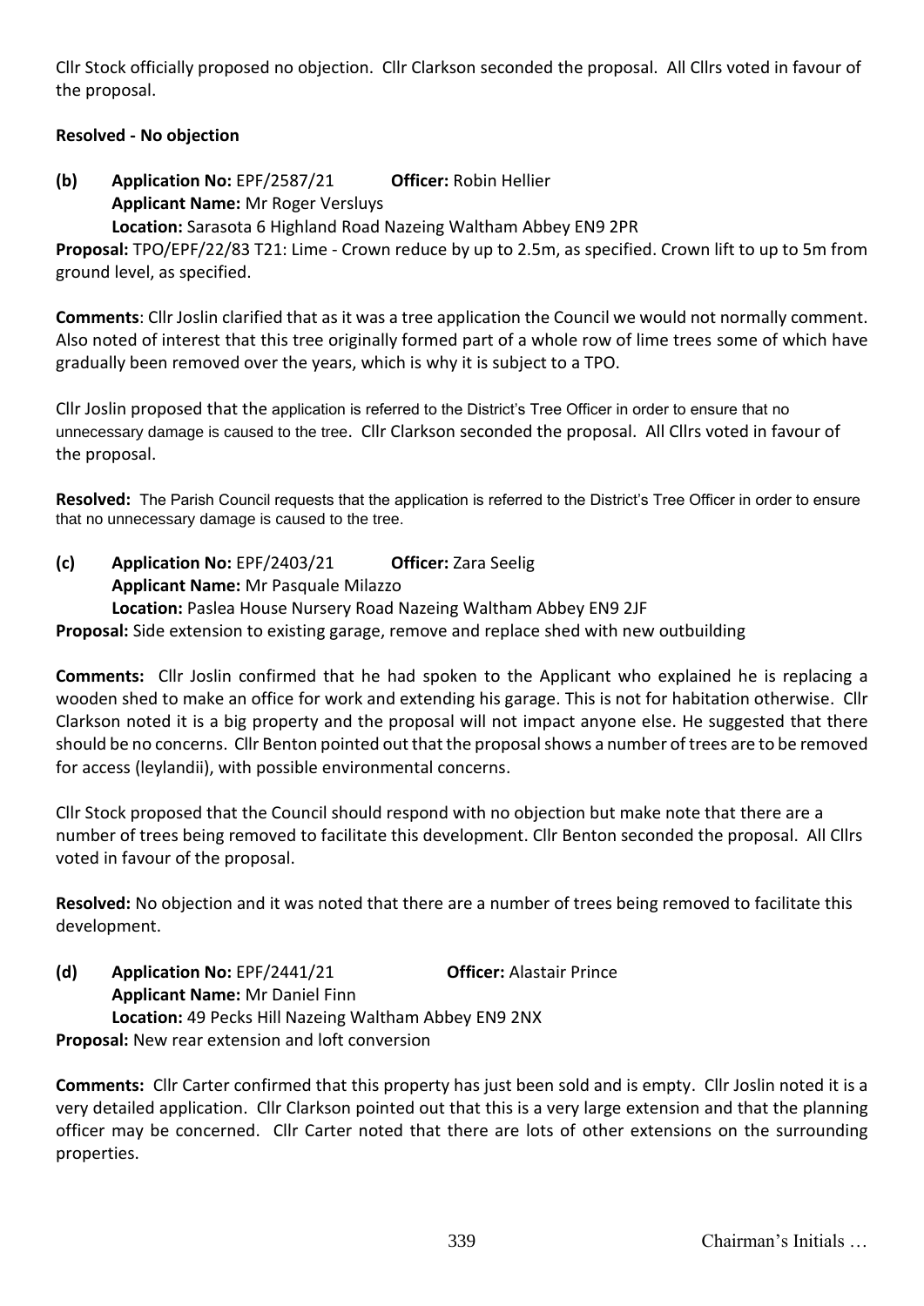Cllr Stock officially proposed no objection. Cllr Clarkson seconded the proposal. All Cllrs voted in favour of the proposal.

**Resolved - No objection**

**(b) Application No:** EPF/2587/21 **Officer:** Robin Hellier
**Applicant Name:** Mr Roger Versluys
**Location:** Sarasota 6 Highland Road Nazeing Waltham Abbey EN9 2PR

**Proposal:** TPO/EPF/22/83 T21: Lime - Crown reduce by up to 2.5m, as specified. Crown lift to up to 5m from ground level, as specified.

**Comments**: Cllr Joslin clarified that as it was a tree application the Council we would not normally comment. Also noted of interest that this tree originally formed part of a whole row of lime trees some of which have gradually been removed over the years, which is why it is subject to a TPO.

Cllr Joslin proposed that the application is referred to the District's Tree Officer in order to ensure that no unnecessary damage is caused to the tree. Cllr Clarkson seconded the proposal. All Cllrs voted in favour of the proposal.

**Resolved:** The Parish Council requests that the application is referred to the District's Tree Officer in order to ensure that no unnecessary damage is caused to the tree.

**(c) Application No:** EPF/2403/21 **Officer:** Zara Seelig
**Applicant Name:** Mr Pasquale Milazzo
**Location:** Paslea House Nursery Road Nazeing Waltham Abbey EN9 2JF

**Proposal:** Side extension to existing garage, remove and replace shed with new outbuilding

**Comments:** Cllr Joslin confirmed that he had spoken to the Applicant who explained he is replacing a wooden shed to make an office for work and extending his garage. This is not for habitation otherwise. Cllr Clarkson noted it is a big property and the proposal will not impact anyone else. He suggested that there should be no concerns. Cllr Benton pointed out that the proposal shows a number of trees are to be removed for access (leylandii), with possible environmental concerns.

Cllr Stock proposed that the Council should respond with no objection but make note that there are a number of trees being removed to facilitate this development. Cllr Benton seconded the proposal. All Cllrs voted in favour of the proposal.

**Resolved:** No objection and it was noted that there are a number of trees being removed to facilitate this development.

**(d) Application No:** EPF/2441/21 **Officer:** Alastair Prince
**Applicant Name:** Mr Daniel Finn
**Location:** 49 Pecks Hill Nazeing Waltham Abbey EN9 2NX

**Proposal:** New rear extension and loft conversion

**Comments:** Cllr Carter confirmed that this property has just been sold and is empty. Cllr Joslin noted it is a very detailed application. Cllr Clarkson pointed out that this is a very large extension and that the planning officer may be concerned. Cllr Carter noted that there are lots of other extensions on the surrounding properties.

Chairman's Initials …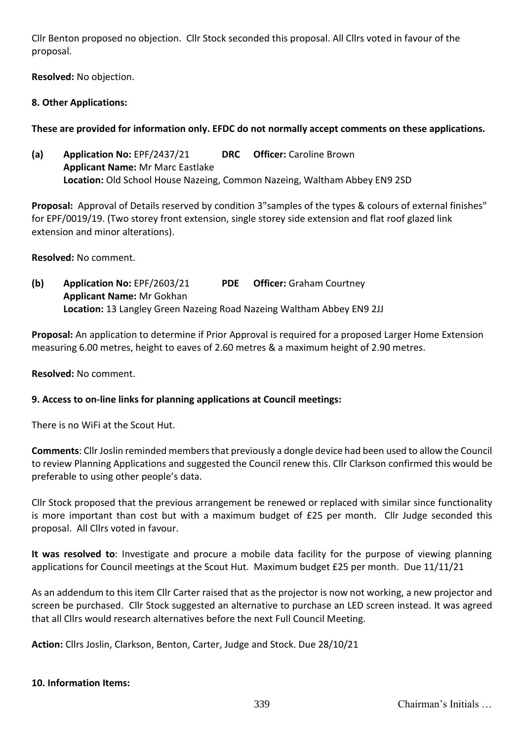Cllr Benton proposed no objection. Cllr Stock seconded this proposal. All Cllrs voted in favour of the proposal.

**Resolved:** No objection.

**8. Other Applications:**

**These are provided for information only. EFDC do not normally accept comments on these applications.**

**(a) Application No:** EPF/2437/21 **DRC Officer:** Caroline Brown
**Applicant Name:** Mr Marc Eastlake
**Location:** Old School House Nazeing, Common Nazeing, Waltham Abbey EN9 2SD

**Proposal:** Approval of Details reserved by condition 3"samples of the types & colours of external finishes" for EPF/0019/19. (Two storey front extension, single storey side extension and flat roof glazed link extension and minor alterations).

**Resolved:** No comment.

**(b) Application No:** EPF/2603/21 **PDE Officer:** Graham Courtney
**Applicant Name:** Mr Gokhan
**Location:** 13 Langley Green Nazeing Road Nazeing Waltham Abbey EN9 2JJ

**Proposal:** An application to determine if Prior Approval is required for a proposed Larger Home Extension measuring 6.00 metres, height to eaves of 2.60 metres & a maximum height of 2.90 metres.

**Resolved:** No comment.

**9. Access to on-line links for planning applications at Council meetings:**

There is no WiFi at the Scout Hut.

**Comments**: Cllr Joslin reminded members that previously a dongle device had been used to allow the Council to review Planning Applications and suggested the Council renew this. Cllr Clarkson confirmed this would be preferable to using other people's data.

Cllr Stock proposed that the previous arrangement be renewed or replaced with similar since functionality is more important than cost but with a maximum budget of £25 per month. Cllr Judge seconded this proposal. All Cllrs voted in favour.

**It was resolved to**: Investigate and procure a mobile data facility for the purpose of viewing planning applications for Council meetings at the Scout Hut. Maximum budget £25 per month. Due 11/11/21

As an addendum to this item Cllr Carter raised that as the projector is now not working, a new projector and screen be purchased. Cllr Stock suggested an alternative to purchase an LED screen instead. It was agreed that all Cllrs would research alternatives before the next Full Council Meeting.

**Action:** Cllrs Joslin, Clarkson, Benton, Carter, Judge and Stock. Due 28/10/21

**10. Information Items:**

Chairman's Initials …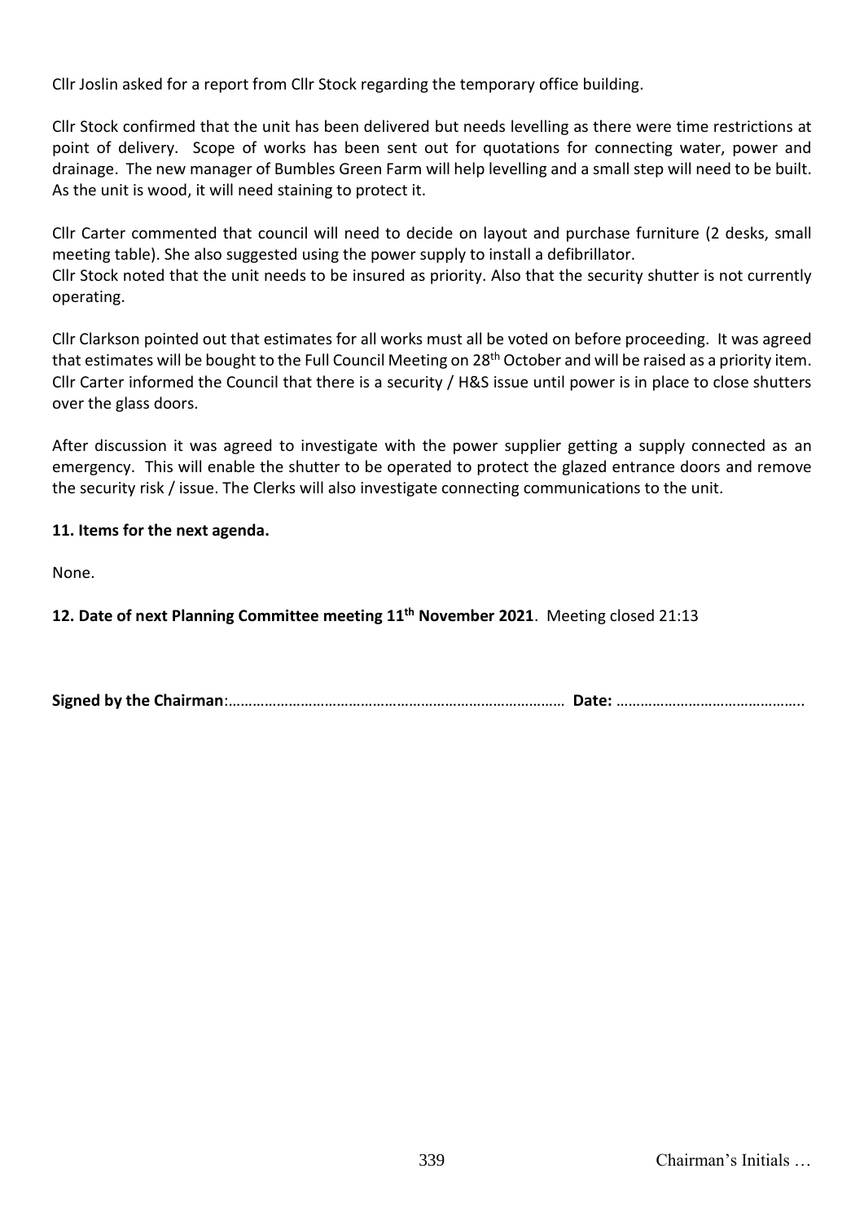Cllr Joslin asked for a report from Cllr Stock regarding the temporary office building.

Cllr Stock confirmed that the unit has been delivered but needs levelling as there were time restrictions at point of delivery. Scope of works has been sent out for quotations for connecting water, power and drainage. The new manager of Bumbles Green Farm will help levelling and a small step will need to be built. As the unit is wood, it will need staining to protect it.

Cllr Carter commented that council will need to decide on layout and purchase furniture (2 desks, small meeting table). She also suggested using the power supply to install a defibrillator.
Cllr Stock noted that the unit needs to be insured as priority. Also that the security shutter is not currently operating.

Cllr Clarkson pointed out that estimates for all works must all be voted on before proceeding. It was agreed that estimates will be bought to the Full Council Meeting on 28th October and will be raised as a priority item.
Cllr Carter informed the Council that there is a security / H&S issue until power is in place to close shutters over the glass doors.

After discussion it was agreed to investigate with the power supplier getting a supply connected as an emergency. This will enable the shutter to be operated to protect the glazed entrance doors and remove the security risk / issue. The Clerks will also investigate connecting communications to the unit.

**11. Items for the next agenda.**

None.

**12. Date of next Planning Committee meeting 11th November 2021**. Meeting closed 21:13

**Signed by the Chairman**:………………………………………………………………………… **Date:** ………………………………………..

Chairman's Initials …